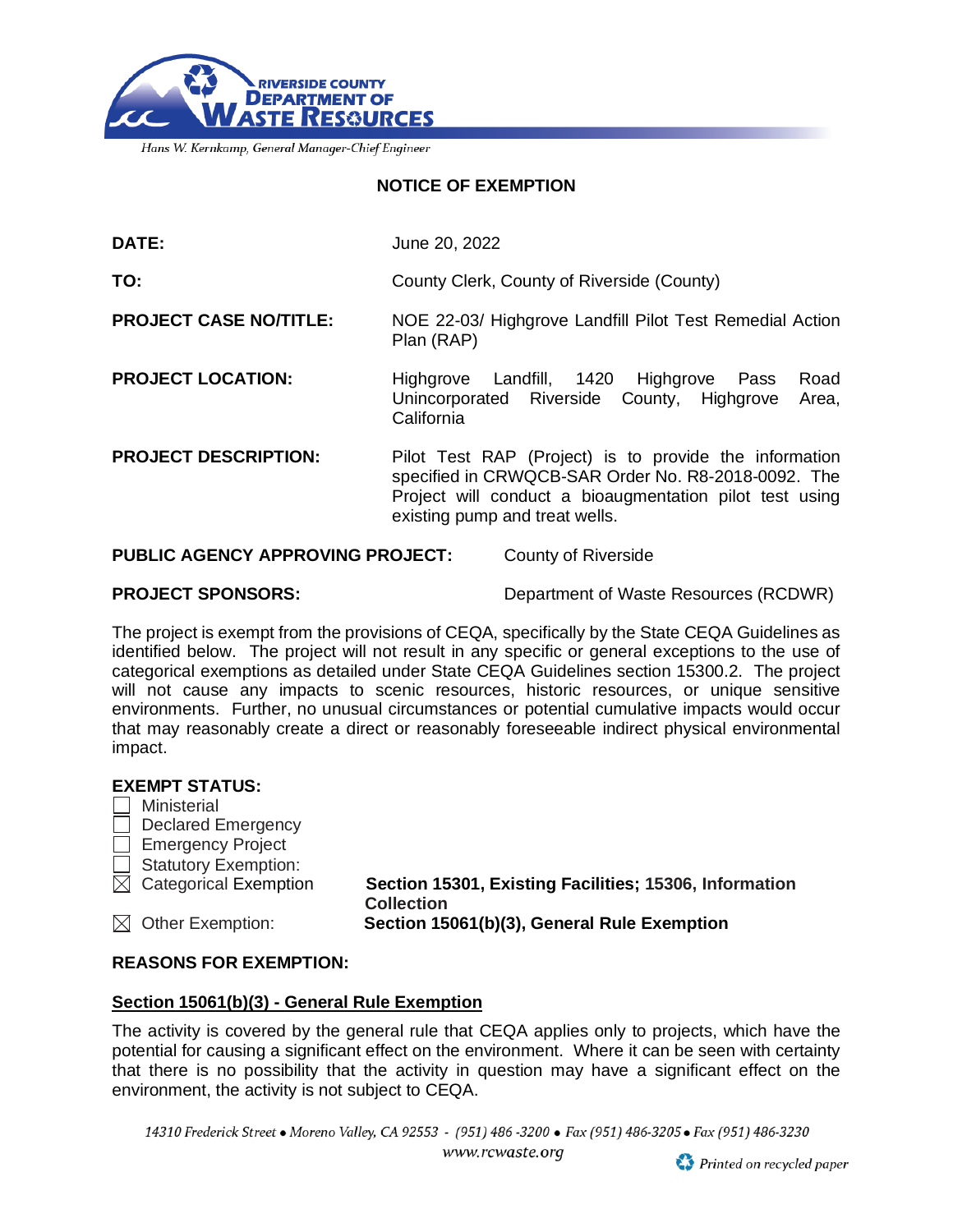RIVERSIDE COUNTY
DEPARTMENT OF
WASTE RESOURCES

*Hans W. Kernkamp, General Manager-Chief Engineer*

## NOTICE OF EXEMPTION

**DATE:** June 20, 2022

**TO:** County Clerk, County of Riverside (County)

**PROJECT CASE NO/TITLE:** NOE 22-03/ Highgrove Landfill Pilot Test Remedial Action Plan (RAP)

**PROJECT LOCATION:** Highgrove Landfill, 1420 Highgrove Pass Road Unincorporated Riverside County, Highgrove Area, California

**PROJECT DESCRIPTION:** Pilot Test RAP (Project) is to provide the information specified in CRWQCB-SAR Order No. R8-2018-0092. The Project will conduct a bioaugmentation pilot test using existing pump and treat wells.

**PUBLIC AGENCY APPROVING PROJECT:** County of Riverside

**PROJECT SPONSORS:** Department of Waste Resources (RCDWR)

The project is exempt from the provisions of CEQA, specifically by the State CEQA Guidelines as identified below. The project will not result in any specific or general exceptions to the use of categorical exemptions as detailed under State CEQA Guidelines section 15300.2. The project will not cause any impacts to scenic resources, historic resources, or unique sensitive environments. Further, no unusual circumstances or potential cumulative impacts would occur that may reasonably create a direct or reasonably foreseeable indirect physical environmental impact.

**EXEMPT STATUS:**

- ☐ Ministerial
- ☐ Declared Emergency
- ☐ Emergency Project
- ☐ Statutory Exemption:
- ☒ Categorical Exemption **Section 15301, Existing Facilities; 15306, Information Collection**
- ☒ Other Exemption: **Section 15061(b)(3), General Rule Exemption**

**REASONS FOR EXEMPTION:**

**<u>Section 15061(b)(3) - General Rule Exemption</u>**

The activity is covered by the general rule that CEQA applies only to projects, which have the potential for causing a significant effect on the environment. Where it can be seen with certainty that there is no possibility that the activity in question may have a significant effect on the environment, the activity is not subject to CEQA.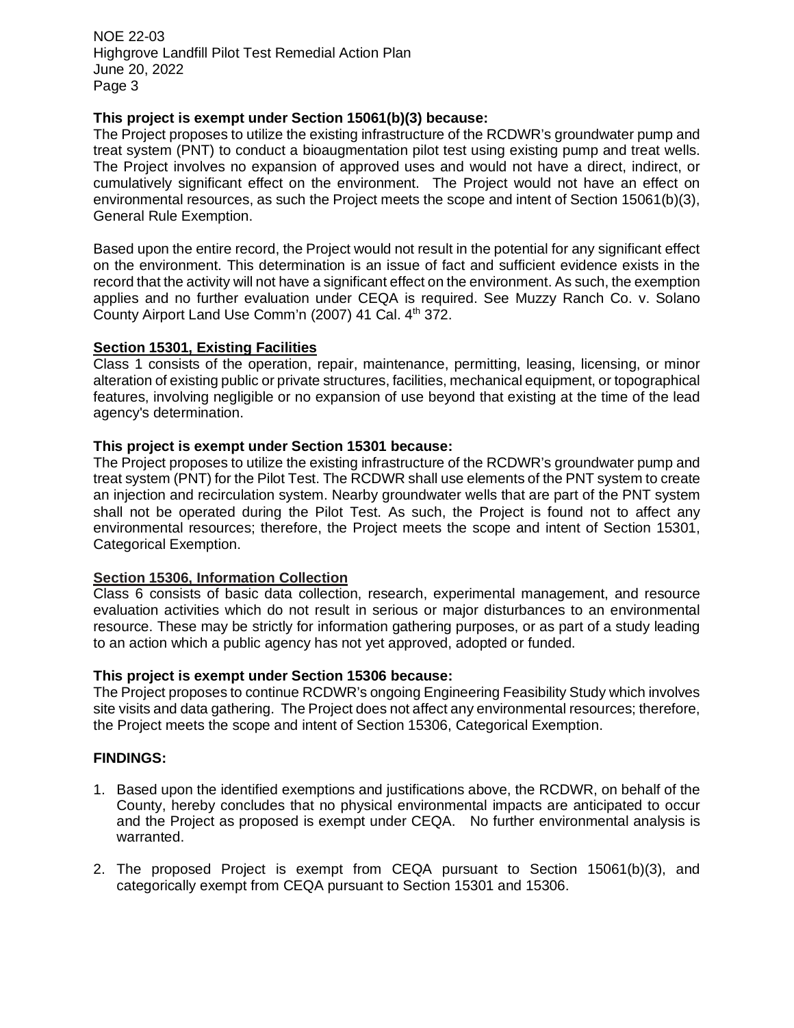**This project is exempt under Section 15061(b)(3) because:**
The Project proposes to utilize the existing infrastructure of the RCDWR's groundwater pump and treat system (PNT) to conduct a bioaugmentation pilot test using existing pump and treat wells. The Project involves no expansion of approved uses and would not have a direct, indirect, or cumulatively significant effect on the environment. The Project would not have an effect on environmental resources, as such the Project meets the scope and intent of Section 15061(b)(3), General Rule Exemption.

Based upon the entire record, the Project would not result in the potential for any significant effect on the environment. This determination is an issue of fact and sufficient evidence exists in the record that the activity will not have a significant effect on the environment. As such, the exemption applies and no further evaluation under CEQA is required. See Muzzy Ranch Co. v. Solano County Airport Land Use Comm'n (2007) 41 Cal. 4th 372.

**Section 15301, Existing Facilities**
Class 1 consists of the operation, repair, maintenance, permitting, leasing, licensing, or minor alteration of existing public or private structures, facilities, mechanical equipment, or topographical features, involving negligible or no expansion of use beyond that existing at the time of the lead agency's determination.

**This project is exempt under Section 15301 because:**
The Project proposes to utilize the existing infrastructure of the RCDWR's groundwater pump and treat system (PNT) for the Pilot Test. The RCDWR shall use elements of the PNT system to create an injection and recirculation system. Nearby groundwater wells that are part of the PNT system shall not be operated during the Pilot Test. As such, the Project is found not to affect any environmental resources; therefore, the Project meets the scope and intent of Section 15301, Categorical Exemption.

**Section 15306, Information Collection**
Class 6 consists of basic data collection, research, experimental management, and resource evaluation activities which do not result in serious or major disturbances to an environmental resource. These may be strictly for information gathering purposes, or as part of a study leading to an action which a public agency has not yet approved, adopted or funded.

**This project is exempt under Section 15306 because:**
The Project proposes to continue RCDWR's ongoing Engineering Feasibility Study which involves site visits and data gathering. The Project does not affect any environmental resources; therefore, the Project meets the scope and intent of Section 15306, Categorical Exemption.

**FINDINGS:**

1. Based upon the identified exemptions and justifications above, the RCDWR, on behalf of the County, hereby concludes that no physical environmental impacts are anticipated to occur and the Project as proposed is exempt under CEQA. No further environmental analysis is warranted.

2. The proposed Project is exempt from CEQA pursuant to Section 15061(b)(3), and categorically exempt from CEQA pursuant to Section 15301 and 15306.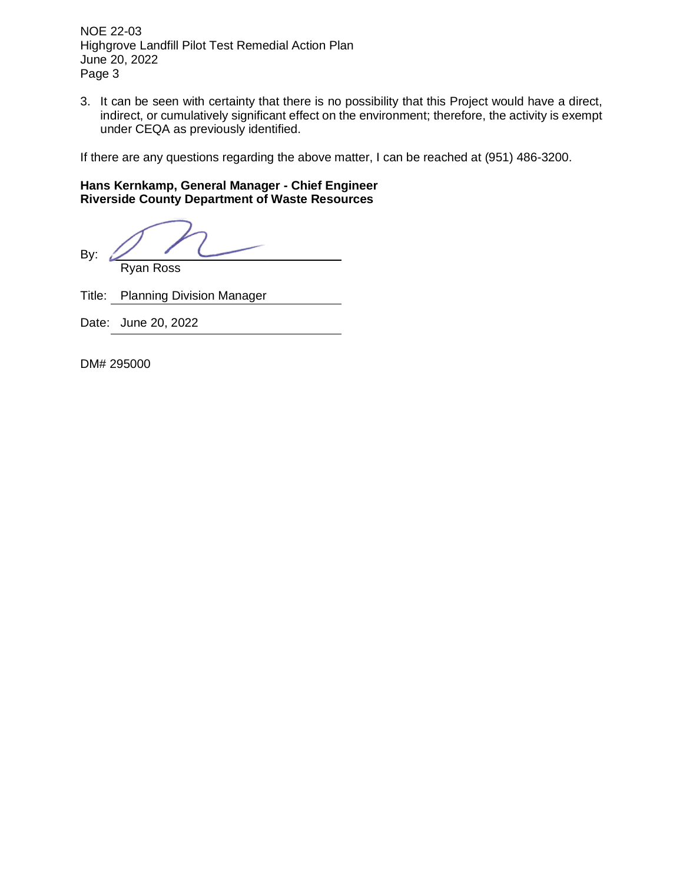3. It can be seen with certainty that there is no possibility that this Project would have a direct, indirect, or cumulatively significant effect on the environment; therefore, the activity is exempt under CEQA as previously identified.

If there are any questions regarding the above matter, I can be reached at (951) 486-3200.

**Hans Kernkamp, General Manager - Chief Engineer**
**Riverside County Department of Waste Resources**

By: Ryan Ross

Title: Planning Division Manager

Date: June 20, 2022

DM# 295000